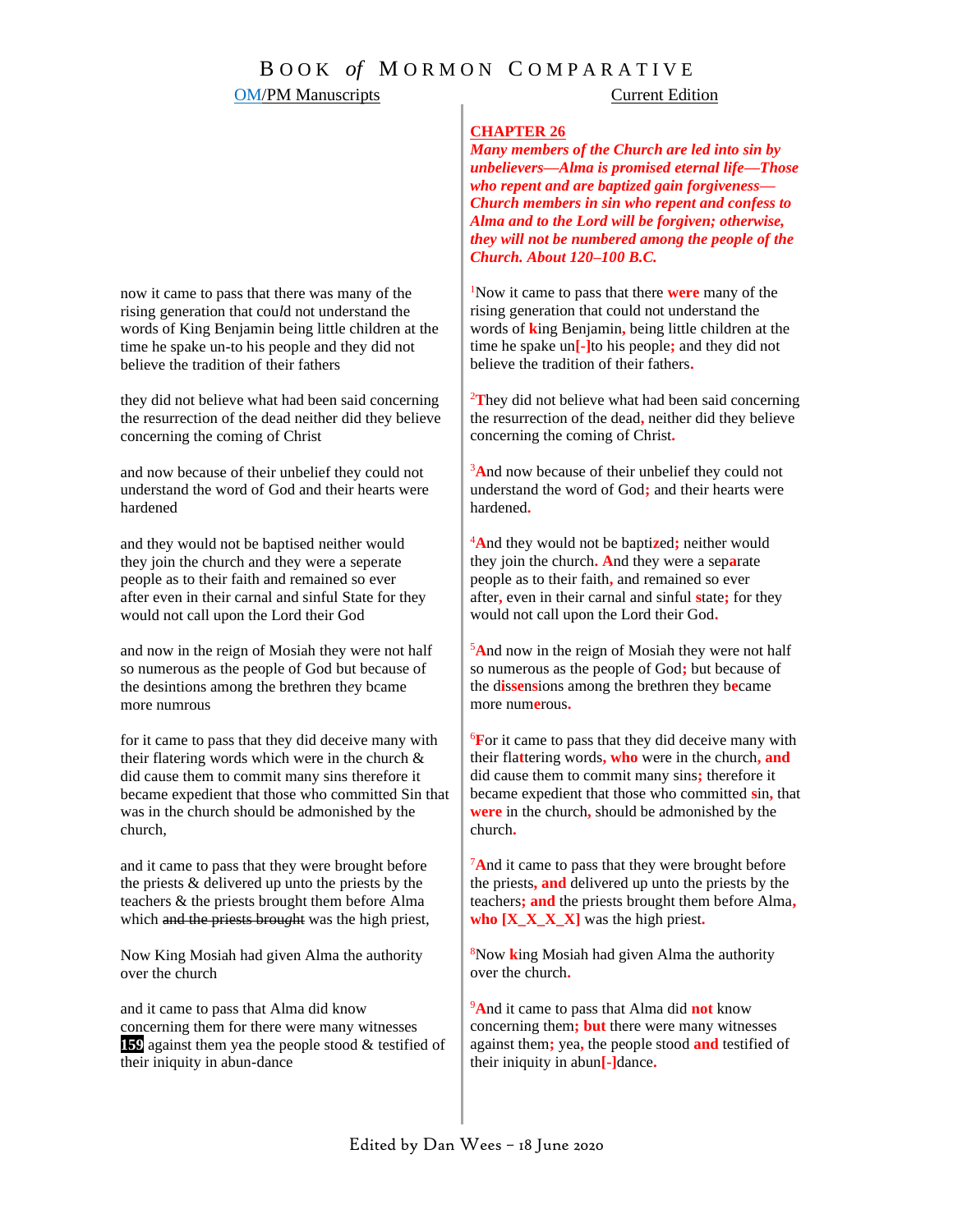# BOOK *of* MORMON COMPARATIVE

| OM/PM Manuscripts | Current Edition |
|---|---|
| | **CHAPTER 26** *Many members of the Church are led into sin by unbelievers—Alma is promised eternal life—Those who repent and are baptized gain forgiveness—Church members in sin who repent and confess to Alma and to the Lord will be forgiven; otherwise, they will not be numbered among the people of the Church. About 120–100 B.C.* |
| now it came to pass that there was many of the rising generation that cou*l*d not understand the words of King Benjamin being little children at the time he spake un-to his people and they did not believe the tradition of their fathers | [1]Now it came to pass that there **were** many of the rising generation that could not understand the words of **k**ing Benjamin**,** being little children at the time he spake un**[-]**to his people**;** and they did not believe the tradition of their fathers**.** |
| they did not believe what had been said concerning the resurrection of the dead neither did they believe concerning the coming of Christ | [2]**T**hey did not believe what had been said concerning the resurrection of the dead**,** neither did they believe concerning the coming of Christ**.** |
| and now because of their unbelief they could not understand the word of God and their hearts were hardened | [3]**A**nd now because of their unbelief they could not understand the word of God**;** and their hearts were hardened**.** |
| and they would not be baptised neither would they join the church and they were a seperate people as to their faith and remained so ever after even in their carnal and sinful State for they would not call upon the Lord their God | [4]**A**nd they would not be bapti**z**ed**;** neither would they join the church**. A**nd they were a sep**a**rate people as to their faith**,** and remained so ever after**,** even in their carnal and sinful **s**tate**;** for they would not call upon the Lord their God**.** |
| and now in the reign of Mosiah they were not half so numerous as the people of God but because of the desintions among the brethren the*y* bcame more numrous | [5]**A**nd now in the reign of Mosiah they were not half so numerous as the people of God**;** but because of the d**iss**e**n**sions among the brethren they b**e**came more num**e**rous**.** |
| for it came to pass that they did deceive many with their flatering words which were in the church & did cause them to commit many sins therefore it became expedient that those who committed Sin that was in the church should be admonished by the church, | [6]**F**or it came to pass that they did deceive many with their fla**t**tering words**, who** were in the church**, and** did cause them to commit many sins**;** therefore it became expedient that those who committed **s**in**,** that **were** in the church**,** should be admonished by the church**.** |
| and it came to pass that they were brought before the priests & delivered up unto the priests by the teachers & the priests brought them before Alma which ~~and the priests brought~~ was the high priest, | [7]**A**nd it came to pass that they were brought before the priests**, and** delivered up unto the priests by the teachers**; and** the priests brought them before Alma**, who [X_X_X_X]** was the high priest**.** |
| Now King Mosiah had given Alma the authority over the church | [8]Now **k**ing Mosiah had given Alma the authority over the church**.** |
| and it came to pass that Alma did know concerning them for there were many witnesses **159** against them yea the people stood & testified of their iniquity in abun-dance | [9]**A**nd it came to pass that Alma did **not** know concerning them**; but** there were many witnesses against them**;** yea**,** the people stood **and** testified of their iniquity in abun**[-]**dance**.** |

Edited by Dan Wees – 18 June 2020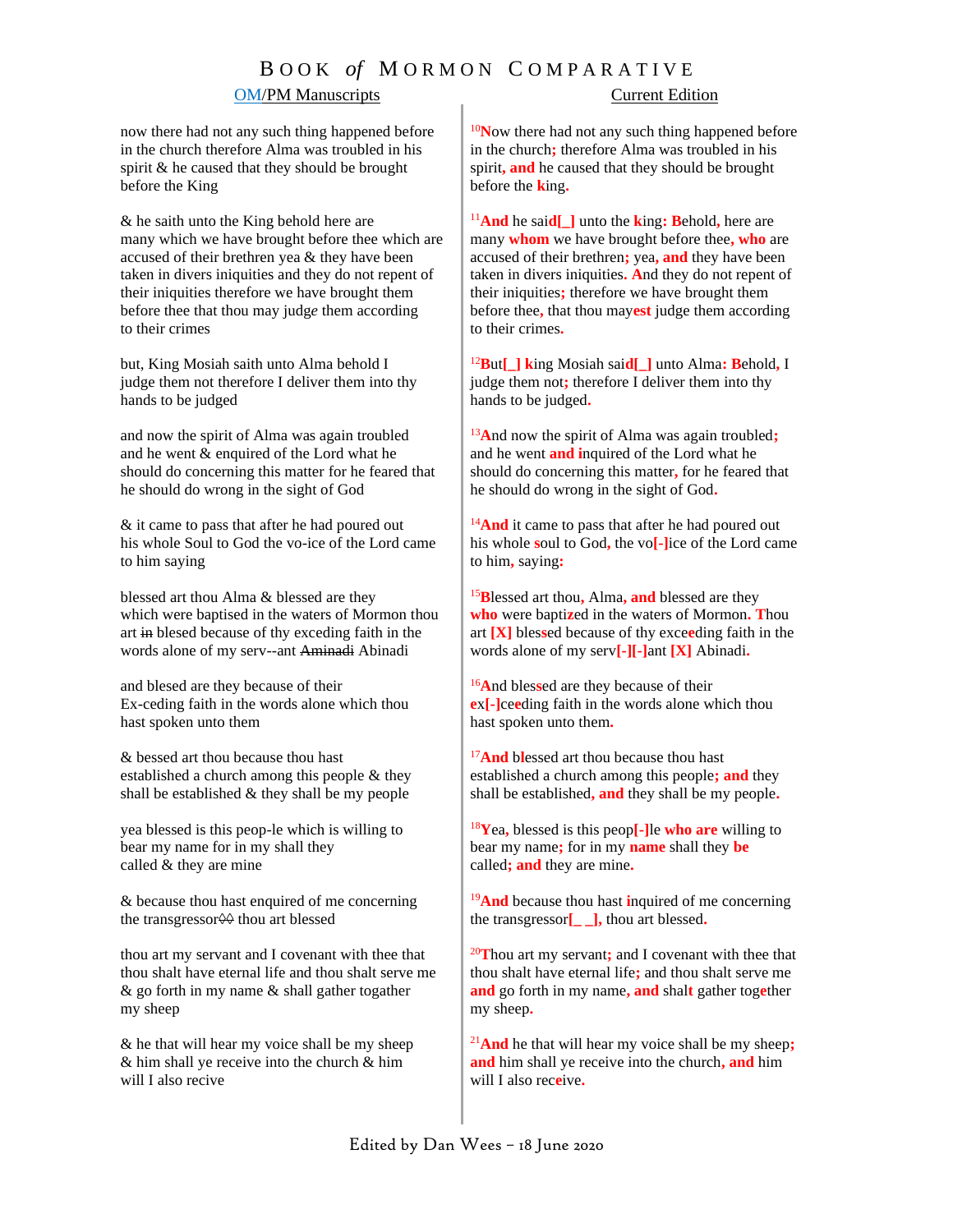# BOOK *of* MORMON COMPARATIVE

| OM/PM Manuscripts | Current Edition |
|---|---|
| now there had not any such thing happened before in the church therefore Alma was troubled in his spirit & he caused that they should be brought before the King | [10]Now there had not any such thing happened before in the church; therefore Alma was troubled in his spirit, and he caused that they should be brought before the king. |
| & he saith unto the King behold here are many which we have brought before thee which are accused of their brethren yea & they have been taken in divers iniquities and they do not repent of their iniquities therefore we have brought them before thee that thou may judg*e* them according to their crimes | [11]And he said[_] unto the king: Behold, here are many whom we have brought before thee, who are accused of their brethren; yea, and they have been taken in divers iniquities. And they do not repent of their iniquities; therefore we have brought them before thee, that thou mayest judge them according to their crimes. |
| but, King Mosiah saith unto Alma behold I judge them not therefore I deliver them into thy hands to be judged | [12]But[_] king Mosiah said[_] unto Alma: Behold, I judge them not; therefore I deliver them into thy hands to be judged. |
| and now the spirit of Alma was again troubled and he went & enquired of the Lord what he should do concerning this matter for he feared that he should do wrong in the sight of God | [13]And now the spirit of Alma was again troubled; and he went and inquired of the Lord what he should do concerning this matter, for he feared that he should do wrong in the sight of God. |
| & it came to pass that after he had poured out his whole Soul to God the vo-ice of the Lord came to him saying | [14]And it came to pass that after he had poured out his whole soul to God, the vo[-]ice of the Lord came to him, saying: |
| blessed art thou Alma & blessed are they which were baptised in the waters of Mormon thou art ~~in~~ blesed because of thy exceding faith in the words alone of my serv--ant ~~Aminadi~~ Abinadi | [15]Blessed art thou, Alma, and blessed are they who were baptized in the waters of Mormon. Thou art [X] blessed because of thy exceeding faith in the words alone of my serv[-][-]ant [X] Abinadi. |
| and blesed are they because of their Ex-ceding faith in the words alone which thou hast spoken unto them | [16]And blessed are they because of their ex[-]ceeding faith in the words alone which thou hast spoken unto them. |
| & bessed art thou because thou hast established a church among this people & they shall be established & they shall be my people | [17]And blessed art thou because thou hast established a church among this people; and they shall be established, and they shall be my people. |
| yea blessed is this peop-le which is willing to bear my name for in my shall they called & they are mine | [18]Yea, blessed is this peop[-]le who are willing to bear my name; for in my name shall they be called; and they are mine. |
| & because thou hast enquired of me concerning the transgressor~~ꝏ~~ thou art blessed | [19]And because thou hast inquired of me concerning the transgressor[_ _], thou art blessed. |
| thou art my servant and I covenant with thee that thou shalt have eternal life and thou shalt serve me & go forth in my name & shall gather togather my sheep | [20]Thou art my servant; and I covenant with thee that thou shalt have eternal life; and thou shalt serve me and go forth in my name, and shalt gather together my sheep. |
| & he that will hear my voice shall be my sheep & him shall ye receive into the church & him will I also recive | [21]And he that will hear my voice shall be my sheep; and him shall ye receive into the church, and him will I also receive. |

Edited by Dan Wees – 18 June 2020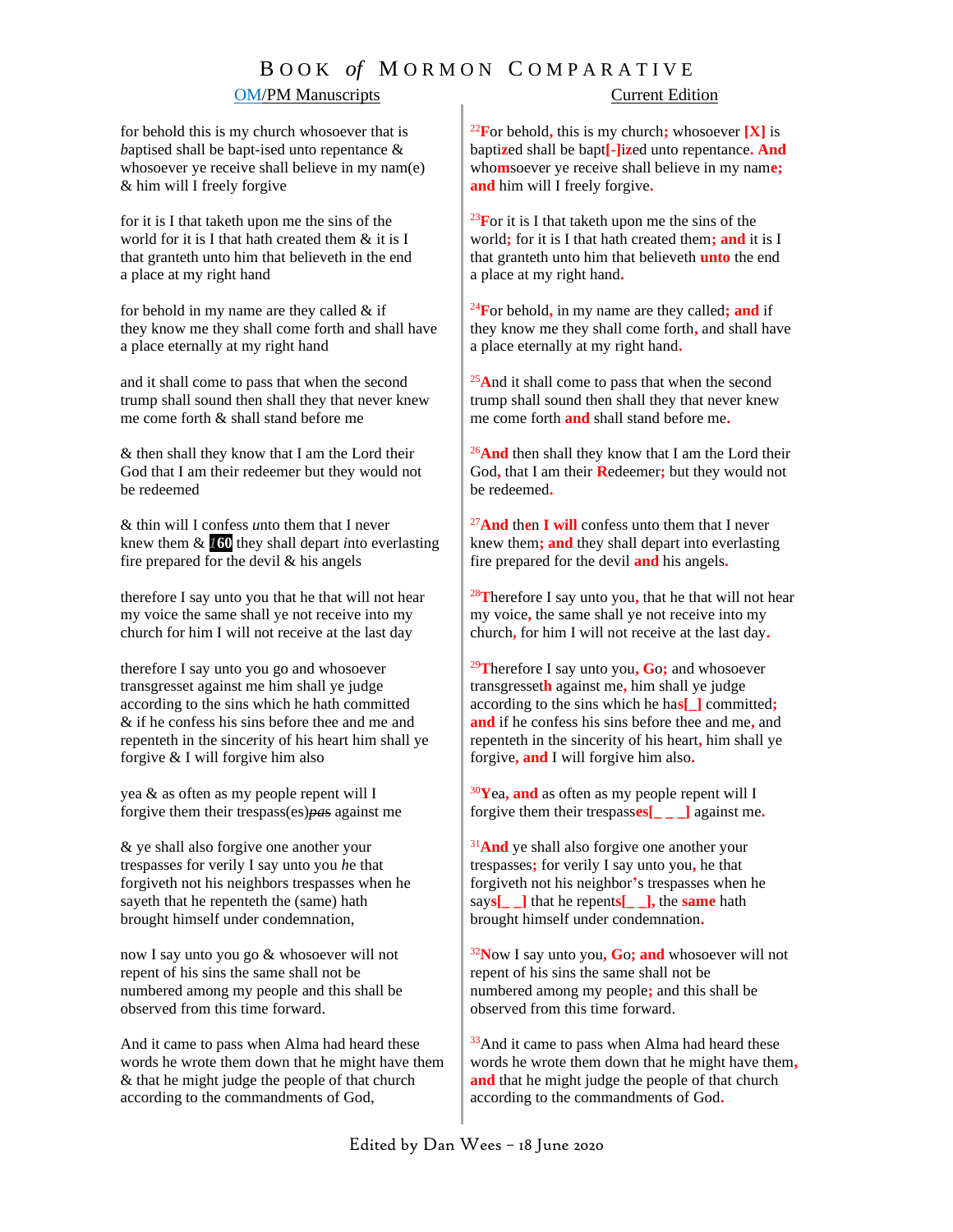# Book *of* Mormon Comparative

| OM/PM Manuscripts | Current Edition |
|---|---|
| for behold this is my church whosoever that is *b*aptised shall be bapt-ised unto repentance & whosoever ye receive shall believe in my nam(e) & him will I freely forgive | [22]For behold, this is my church; whosoever [X] is baptized shall be bapt[-]ized unto repentance. And whomsoever ye receive shall believe in my name; and him will I freely forgive. |
| for it is I that taketh upon me the sins of the world for it is I that hath created them & it is I that granteth unto him that believeth in the end a place at my right hand | [23]For it is I that taketh upon me the sins of the world; for it is I that hath created them; and it is I that granteth unto him that believeth unto the end a place at my right hand. |
| for behold in my name are they called & if they know me they shall come forth and shall have a place eternally at my right hand | [24]For behold, in my name are they called; and if they know me they shall come forth, and shall have a place eternally at my right hand. |
| and it shall come to pass that when the second trump shall sound then shall they that never knew me come forth & shall stand before me | [25]And it shall come to pass that when the second trump shall sound then shall they that never knew me come forth and shall stand before me. |
| & then shall they know that I am the Lord their God that I am their redeemer but they would not be redeemed | [26]And then shall they know that I am the Lord their God, that I am their Redeemer; but they would not be redeemed. |
| & thin will I confess *u*nto them that I never knew them & **160** they shall depart *i*nto everlasting fire prepared for the devil & his angels | [27]And then I will confess unto them that I never knew them; and they shall depart into everlasting fire prepared for the devil and his angels. |
| therefore I say unto you that he that will not hear my voice the same shall ye not receive into my church for him I will not receive at the last day | [28]Therefore I say unto you, that he that will not hear my voice, the same shall ye not receive into my church, for him I will not receive at the last day. |
| therefore I say unto you go and whosoever transgresset against me him shall ye judge according to the sins which he hath committed & if he confess his sins before thee and me and repenteth in the sinc*e*rity of his heart him shall ye forgive & I will forgive him also | [29]Therefore I say unto you, Go; and whosoever transgresseth against me, him shall ye judge according to the sins which he has[_] committed; and if he confess his sins before thee and me, and repenteth in the sincerity of his heart, him shall ye forgive, and I will forgive him also. |
| yea & as often as my people repent will I forgive them their trespass(es)~~pas~~ against me | [30]Yea, and as often as my people repent will I forgive them their trespasses[_ _ _] against me. |
| & ye shall also forgive one another your trespass*e*s for verily I say unto you *h*e that forgiveth not his neighbors trespasses when he sayeth that he repenteth the (same) hath brought himself under condemnation, | [31]And ye shall also forgive one another your trespasses; for verily I say unto you, he that forgiveth not his neighbor's trespasses when he says[_ _] that he repents[_ _], the same hath brought himself under condemnation. |
| now I say unto you go & whosoever will not repent of his sins the same shall not be numbered among my people and this shall be observed from this time forward. | [32]Now I say unto you, Go; and whosoever will not repent of his sins the same shall not be numbered among my people; and this shall be observed from this time forward. |
| And it came to pass when Alma had heard these words he wrote them down that he might have them & that he might judge the people of that church according to the commandments of God, | [33]And it came to pass when Alma had heard these words he wrote them down that he might have them, and that he might judge the people of that church according to the commandments of God. |

Edited by Dan Wees – 18 June 2020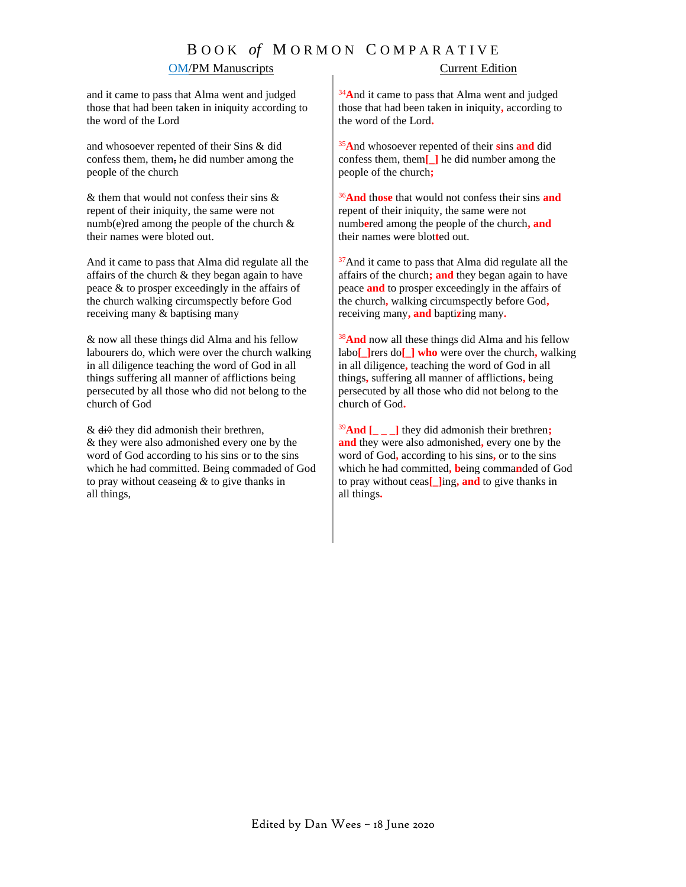# Book *of* Mormon Comparative

| OM/PM Manuscripts | Current Edition |
| --- | --- |
| and it came to pass that Alma went and judged those that had been taken in iniquity according to the word of the Lord | [34]And it came to pass that Alma went and judged those that had been taken in iniquity, according to the word of the Lord. |
| and whosoever repented of their Sins & did confess them, them, he did number among the people of the church | [35]And whosoever repented of their sins and did confess them, them[_] he did number among the people of the church; |
| & them that would not confess their sins & repent of their iniquity, the same were not numb(e)red among the people of the church & their names were bloted out. | [36]And those that would not confess their sins and repent of their iniquity, the same were not numbered among the people of the church, and their names were blotted out. |
| And it came to pass that Alma did regulate all the affairs of the church & they began again to have peace & to prosper exceedingly in the affairs of the church walking circumspectly before God receiving many & baptising many | [37]And it came to pass that Alma did regulate all the affairs of the church; and they began again to have peace and to prosper exceedingly in the affairs of the church, walking circumspectly before God, receiving many, and baptizing many. |
| & now all these things did Alma and his fellow labourers do, which were over the church walking in all diligence teaching the word of God in all things suffering all manner of afflictions being persecuted by all those who did not belong to the church of God | [38]And now all these things did Alma and his fellow labo[_]rers do[_] who were over the church, walking in all diligence, teaching the word of God in all things, suffering all manner of afflictions, being persecuted by all those who did not belong to the church of God. |
| & ~~di~~ they did admonish their brethren, & they were also admonished every one by the word of God according to his sins or to the sins which he had committed. Being commaded of God to pray without ceaseing & to give thanks in all things, | [39]And [_ _ _] they did admonish their brethren; and they were also admonished, every one by the word of God, according to his sins, or to the sins which he had committed, being commanded of God to pray without ceas[_]ing, and to give thanks in all things. |